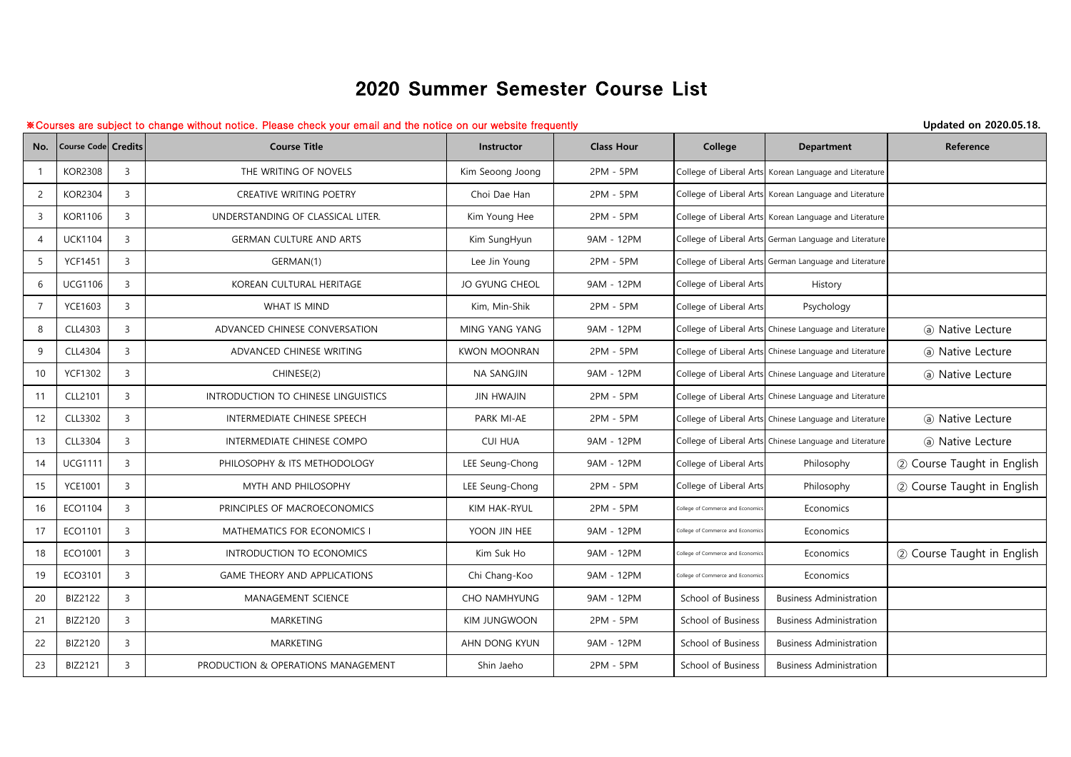# 2020 Summer Semester Course List

※Courses are subject to change without notice. Please check your email and the notice on our website frequently

**Updated on 2020.05.18.**

| No. | Course Code | Credits | Course Title | Instructor | Class Hour | College | Department | Reference |
|---|---|---|---|---|---|---|---|---|
| 1 | KOR2308 | 3 | THE WRITING OF NOVELS | Kim Seoong Joong | 2PM - 5PM | College of Liberal Arts | Korean Language and Literature | |
| 2 | KOR2304 | 3 | CREATIVE WRITING POETRY | Choi Dae Han | 2PM - 5PM | College of Liberal Arts | Korean Language and Literature | |
| 3 | KOR1106 | 3 | UNDERSTANDING OF CLASSICAL LITER. | Kim Young Hee | 2PM - 5PM | College of Liberal Arts | Korean Language and Literature | |
| 4 | UCK1104 | 3 | GERMAN CULTURE AND ARTS | Kim SungHyun | 9AM - 12PM | College of Liberal Arts | German Language and Literature | |
| 5 | YCF1451 | 3 | GERMAN(1) | Lee Jin Young | 2PM - 5PM | College of Liberal Arts | German Language and Literature | |
| 6 | UCG1106 | 3 | KOREAN CULTURAL HERITAGE | JO GYUNG CHEOL | 9AM - 12PM | College of Liberal Arts | History | |
| 7 | YCE1603 | 3 | WHAT IS MIND | Kim, Min-Shik | 2PM - 5PM | College of Liberal Arts | Psychology | |
| 8 | CLL4303 | 3 | ADVANCED CHINESE CONVERSATION | MING YANG YANG | 9AM - 12PM | College of Liberal Arts | Chinese Language and Literature | ⓐ Native Lecture |
| 9 | CLL4304 | 3 | ADVANCED CHINESE WRITING | KWON MOONRAN | 2PM - 5PM | College of Liberal Arts | Chinese Language and Literature | ⓐ Native Lecture |
| 10 | YCF1302 | 3 | CHINESE(2) | NA SANGJIN | 9AM - 12PM | College of Liberal Arts | Chinese Language and Literature | ⓐ Native Lecture |
| 11 | CLL2101 | 3 | INTRODUCTION TO CHINESE LINGUISTICS | JIN HWAJIN | 2PM - 5PM | College of Liberal Arts | Chinese Language and Literature | |
| 12 | CLL3302 | 3 | INTERMEDIATE CHINESE SPEECH | PARK MI-AE | 2PM - 5PM | College of Liberal Arts | Chinese Language and Literature | ⓐ Native Lecture |
| 13 | CLL3304 | 3 | INTERMEDIATE CHINESE COMPO | CUI HUA | 9AM - 12PM | College of Liberal Arts | Chinese Language and Literature | ⓐ Native Lecture |
| 14 | UCG1111 | 3 | PHILOSOPHY & ITS METHODOLOGY | LEE Seung-Chong | 9AM - 12PM | College of Liberal Arts | Philosophy | ② Course Taught in English |
| 15 | YCE1001 | 3 | MYTH AND PHILOSOPHY | LEE Seung-Chong | 2PM - 5PM | College of Liberal Arts | Philosophy | ② Course Taught in English |
| 16 | ECO1104 | 3 | PRINCIPLES OF MACROECONOMICS | KIM HAK-RYUL | 2PM - 5PM | College of Commerce and Economics | Economics | |
| 17 | ECO1101 | 3 | MATHEMATICS FOR ECONOMICS I | YOON JIN HEE | 9AM - 12PM | College of Commerce and Economics | Economics | |
| 18 | ECO1001 | 3 | INTRODUCTION TO ECONOMICS | Kim Suk Ho | 9AM - 12PM | College of Commerce and Economics | Economics | ② Course Taught in English |
| 19 | ECO3101 | 3 | GAME THEORY AND APPLICATIONS | Chi Chang-Koo | 9AM - 12PM | College of Commerce and Economics | Economics | |
| 20 | BIZ2122 | 3 | MANAGEMENT SCIENCE | CHO NAMHYUNG | 9AM - 12PM | School of Business | Business Administration | |
| 21 | BIZ2120 | 3 | MARKETING | KIM JUNGWOON | 2PM - 5PM | School of Business | Business Administration | |
| 22 | BIZ2120 | 3 | MARKETING | AHN DONG KYUN | 9AM - 12PM | School of Business | Business Administration | |
| 23 | BIZ2121 | 3 | PRODUCTION & OPERATIONS MANAGEMENT | Shin Jaeho | 2PM - 5PM | School of Business | Business Administration | |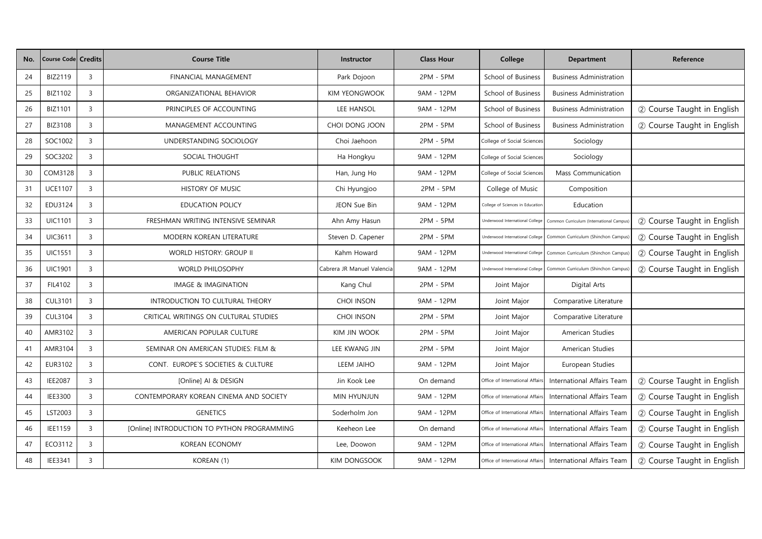| No. | Course Code | Credits | Course Title | Instructor | Class Hour | College | Department | Reference |
|---|---|---|---|---|---|---|---|---|
| 24 | BIZ2119 | 3 | FINANCIAL MANAGEMENT | Park Dojoon | 2PM - 5PM | School of Business | Business Administration | |
| 25 | BIZ1102 | 3 | ORGANIZATIONAL BEHAVIOR | KIM YEONGWOOK | 9AM - 12PM | School of Business | Business Administration | |
| 26 | BIZ1101 | 3 | PRINCIPLES OF ACCOUNTING | LEE HANSOL | 9AM - 12PM | School of Business | Business Administration | ② Course Taught in English |
| 27 | BIZ3108 | 3 | MANAGEMENT ACCOUNTING | CHOI DONG JOON | 2PM - 5PM | School of Business | Business Administration | ② Course Taught in English |
| 28 | SOC1002 | 3 | UNDERSTANDING SOCIOLOGY | Choi Jaehoon | 2PM - 5PM | College of Social Sciences | Sociology | |
| 29 | SOC3202 | 3 | SOCIAL THOUGHT | Ha Hongkyu | 9AM - 12PM | College of Social Sciences | Sociology | |
| 30 | COM3128 | 3 | PUBLIC RELATIONS | Han, Jung Ho | 9AM - 12PM | College of Social Sciences | Mass Communication | |
| 31 | UCE1107 | 3 | HISTORY OF MUSIC | Chi Hyungjoo | 2PM - 5PM | College of Music | Composition | |
| 32 | EDU3124 | 3 | EDUCATION POLICY | JEON Sue Bin | 9AM - 12PM | College of Sciences in Education | Education | |
| 33 | UIC1101 | 3 | FRESHMAN WRITING INTENSIVE SEMINAR | Ahn Amy Hasun | 2PM - 5PM | Underwood International College | Common Curriculum (International Campus) | ② Course Taught in English |
| 34 | UIC3611 | 3 | MODERN KOREAN LITERATURE | Steven D. Capener | 2PM - 5PM | Underwood International College | Common Curriculum (Shinchon Campus) | ② Course Taught in English |
| 35 | UIC1551 | 3 | WORLD HISTORY: GROUP II | Kahm Howard | 9AM - 12PM | Underwood International College | Common Curriculum (Shinchon Campus) | ② Course Taught in English |
| 36 | UIC1901 | 3 | WORLD PHILOSOPHY | Cabrera JR Manuel Valencia | 9AM - 12PM | Underwood International College | Common Curriculum (Shinchon Campus) | ② Course Taught in English |
| 37 | FIL4102 | 3 | IMAGE & IMAGINATION | Kang Chul | 2PM - 5PM | Joint Major | Digital Arts | |
| 38 | CUL3101 | 3 | INTRODUCTION TO CULTURAL THEORY | CHOI INSON | 9AM - 12PM | Joint Major | Comparative Literature | |
| 39 | CUL3104 | 3 | CRITICAL WRITINGS ON CULTURAL STUDIES | CHOI INSON | 2PM - 5PM | Joint Major | Comparative Literature | |
| 40 | AMR3102 | 3 | AMERICAN POPULAR CULTURE | KIM JIN WOOK | 2PM - 5PM | Joint Major | American Studies | |
| 41 | AMR3104 | 3 | SEMINAR ON AMERICAN STUDIES: FILM & | LEE KWANG JIN | 2PM - 5PM | Joint Major | American Studies | |
| 42 | EUR3102 | 3 | CONT. EUROPE`S SOCIETIES & CULTURE | LEEM JAIHO | 9AM - 12PM | Joint Major | European Studies | |
| 43 | IEE2087 | 3 | [Online] AI & DESIGN | Jin Kook Lee | On demand | Office of International Affairs | International Affairs Team | ② Course Taught in English |
| 44 | IEE3300 | 3 | CONTEMPORARY KOREAN CINEMA AND SOCIETY | MIN HYUNJUN | 9AM - 12PM | Office of International Affairs | International Affairs Team | ② Course Taught in English |
| 45 | LST2003 | 3 | GENETICS | Soderholm Jon | 9AM - 12PM | Office of International Affairs | International Affairs Team | ② Course Taught in English |
| 46 | IEE1159 | 3 | [Online] INTRODUCTION TO PYTHON PROGRAMMING | Keeheon Lee | On demand | Office of International Affairs | International Affairs Team | ② Course Taught in English |
| 47 | ECO3112 | 3 | KOREAN ECONOMY | Lee, Doowon | 9AM - 12PM | Office of International Affairs | International Affairs Team | ② Course Taught in English |
| 48 | IEE3341 | 3 | KOREAN (1) | KIM DONGSOOK | 9AM - 12PM | Office of International Affairs | International Affairs Team | ② Course Taught in English |